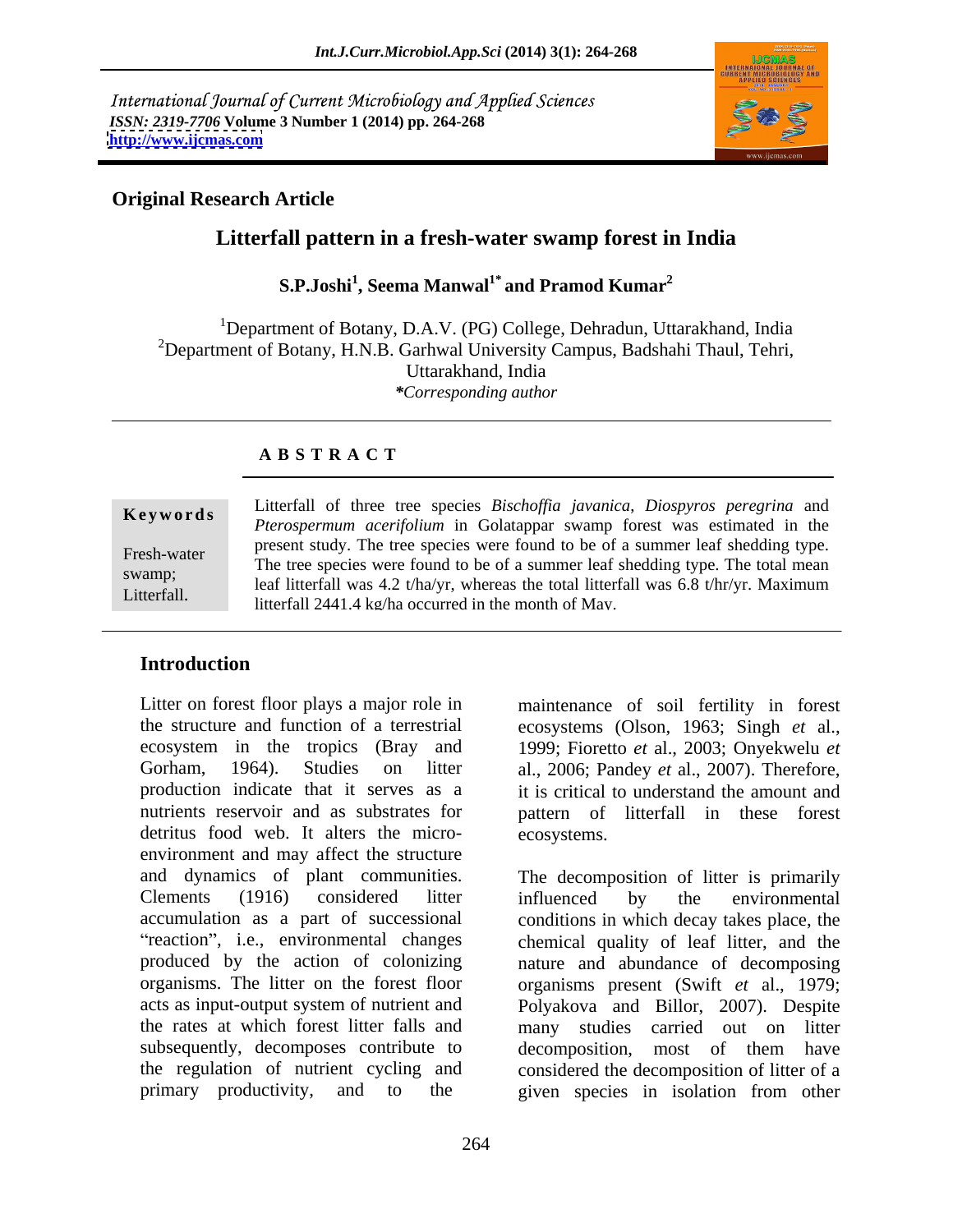International Journal of Current Microbiology and Applied Sciences
*ISSN: 2319-7706* **Volume 3 Number 1 (2014) pp. 264-268**
**http://www.ijcmas.com**

**Original Research Article**

# Litterfall pattern in a fresh-water swamp forest in India

**S.P.Joshi[1], Seema Manwal[1*] and Pramod Kumar[2]**

[1]Department of Botany, D.A.V. (PG) College, Dehradun, Uttarakhand, India
[2]Department of Botany, H.N.B. Garhwal University Campus, Badshahi Thaul, Tehri, Uttarakhand, India
*\*Corresponding author*

## A B S T R A C T

**Keywords**

Fresh-water swamp; Litterfall.

Litterfall of three tree species *Bischoffia javanica*, *Diospyros peregrina* and *Pterospermum acerifolium* in Golatappar swamp forest was estimated in the present study. The tree species were found to be of a summer leaf shedding type. The tree species were found to be of a summer leaf shedding type. The total mean leaf litterfall was 4.2 t/ha/yr, whereas the total litterfall was 6.8 t/hr/yr. Maximum litterfall 2441.4 kg/ha occurred in the month of May.

## Introduction

Litter on forest floor plays a major role in the structure and function of a terrestrial ecosystem in the tropics (Bray and Gorham, 1964). Studies on litter production indicate that it serves as a nutrients reservoir and as substrates for detritus food web. It alters the micro-environment and may affect the structure and dynamics of plant communities. Clements (1916) considered litter accumulation as a part of successional "reaction", i.e., environmental changes produced by the action of colonizing organisms. The litter on the forest floor acts as input-output system of nutrient and the rates at which forest litter falls and subsequently, decomposes contribute to the regulation of nutrient cycling and primary productivity, and to the maintenance of soil fertility in forest ecosystems (Olson, 1963; Singh *et* al., 1999; Fioretto *et* al., 2003; Onyekwelu *et* al., 2006; Pandey *et* al., 2007). Therefore, it is critical to understand the amount and pattern of litterfall in these forest ecosystems.

The decomposition of litter is primarily influenced by the environmental conditions in which decay takes place, the chemical quality of leaf litter, and the nature and abundance of decomposing organisms present (Swift *et* al., 1979; Polyakova and Billor, 2007). Despite many studies carried out on litter decomposition, most of them have considered the decomposition of litter of a given species in isolation from other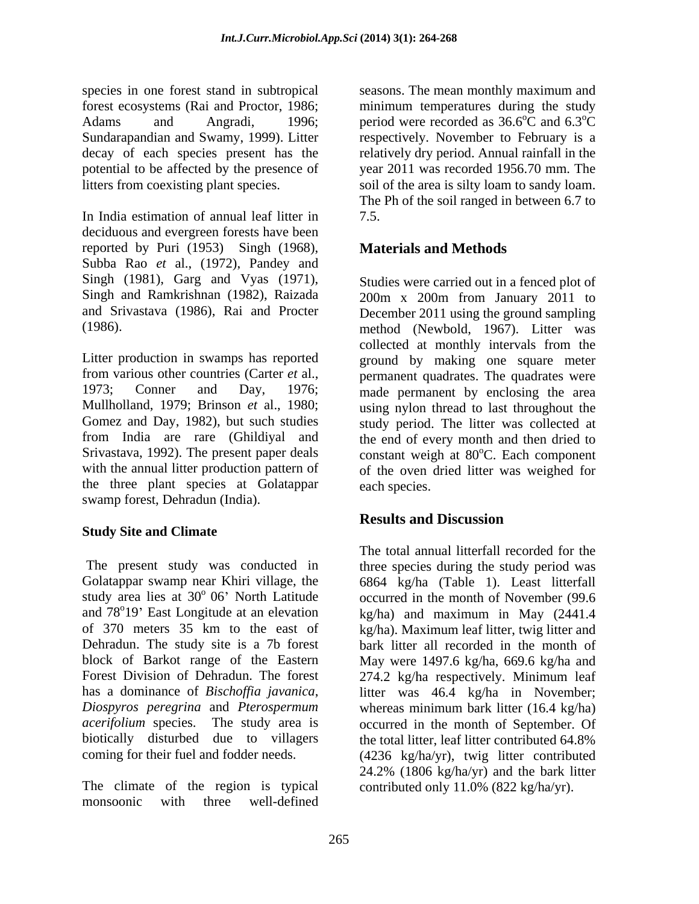species in one forest stand in subtropical forest ecosystems (Rai and Proctor, 1986; Adams and Angradi, 1996; Sundarapandian and Swamy, 1999). Litter decay of each species present has the potential to be affected by the presence of litters from coexisting plant species.

In India estimation of annual leaf litter in deciduous and evergreen forests have been reported by Puri (1953) Singh (1968), Subba Rao *et* al., (1972), Pandey and Singh (1981), Garg and Vyas (1971), Singh and Ramkrishnan (1982), Raizada and Srivastava (1986), Rai and Procter (1986).

Litter production in swamps has reported from various other countries (Carter *et* al., 1973; Conner and Day, 1976; Mullholland, 1979; Brinson *et* al., 1980; Gomez and Day, 1982), but such studies from India are rare (Ghildiyal and Srivastava, 1992). The present paper deals with the annual litter production pattern of the three plant species at Golatappar swamp forest, Dehradun (India).

### Study Site and Climate

The present study was conducted in Golatappar swamp near Khiri village, the study area lies at 30$^o$ 06' North Latitude and 78$^o$19' East Longitude at an elevation of 370 meters 35 km to the east of Dehradun. The study site is a 7b forest block of Barkot range of the Eastern Forest Division of Dehradun. The forest has a dominance of *Bischoffia javanica*, *Diospyros peregrina* and *Pterospermum acerifolium* species. The study area is biotically disturbed due to villagers coming for their fuel and fodder needs.

The climate of the region is typical monsoonic with three well-defined seasons. The mean monthly maximum and minimum temperatures during the study period were recorded as 36.6$^o$C and 6.3$^o$C respectively. November to February is a relatively dry period. Annual rainfall in the year 2011 was recorded 1956.70 mm. The soil of the area is silty loam to sandy loam. The Ph of the soil ranged in between 6.7 to 7.5.

## Materials and Methods

Studies were carried out in a fenced plot of 200m x 200m from January 2011 to December 2011 using the ground sampling method (Newbold, 1967). Litter was collected at monthly intervals from the ground by making one square meter permanent quadrates. The quadrates were made permanent by enclosing the area using nylon thread to last throughout the study period. The litter was collected at the end of every month and then dried to constant weigh at 80$^o$C. Each component of the oven dried litter was weighed for each species.

## Results and Discussion

The total annual litterfall recorded for the three species during the study period was 6864 kg/ha (Table 1). Least litterfall occurred in the month of November (99.6 kg/ha) and maximum in May (2441.4 kg/ha). Maximum leaf litter, twig litter and bark litter all recorded in the month of May were 1497.6 kg/ha, 669.6 kg/ha and 274.2 kg/ha respectively. Minimum leaf litter was 46.4 kg/ha in November; whereas minimum bark litter (16.4 kg/ha) occurred in the month of September. Of the total litter, leaf litter contributed 64.8% (4236 kg/ha/yr), twig litter contributed 24.2% (1806 kg/ha/yr) and the bark litter contributed only 11.0% (822 kg/ha/yr).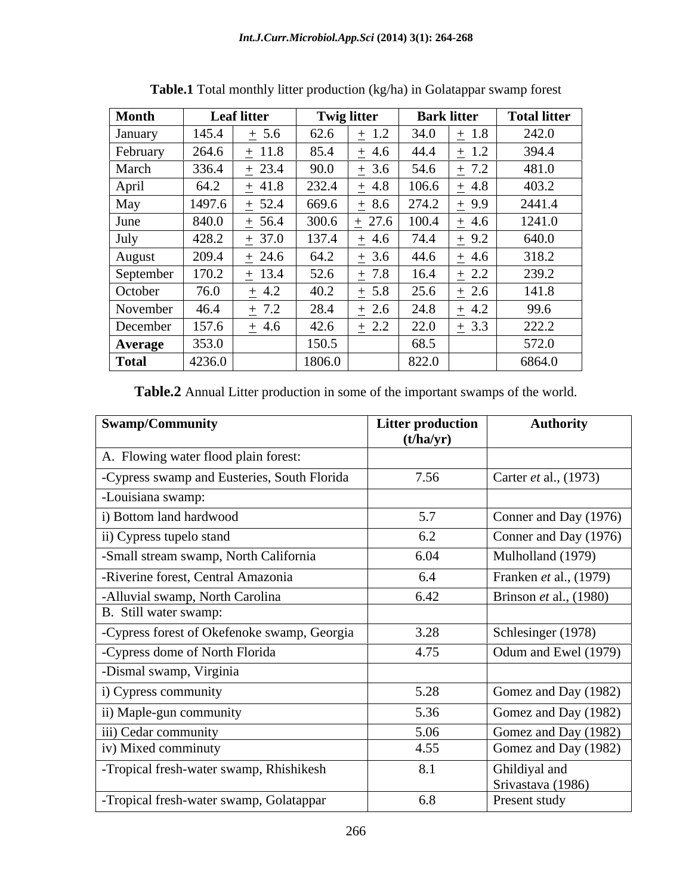**Table.1** Total monthly litter production (kg/ha) in Golatappar swamp forest

| Month | Leaf litter | | Twig litter | | Bark litter | | Total litter |
|---|---|---|---|---|---|---|---|
| January | 145.4 | ± 5.6 | 62.6 | ± 1.2 | 34.0 | ± 1.8 | 242.0 |
| February | 264.6 | ± 11.8 | 85.4 | ± 4.6 | 44.4 | ± 1.2 | 394.4 |
| March | 336.4 | ± 23.4 | 90.0 | ± 3.6 | 54.6 | ± 7.2 | 481.0 |
| April | 64.2 | ± 41.8 | 232.4 | ± 4.8 | 106.6 | ± 4.8 | 403.2 |
| May | 1497.6 | ± 52.4 | 669.6 | ± 8.6 | 274.2 | ± 9.9 | 2441.4 |
| June | 840.0 | ± 56.4 | 300.6 | ± 27.6 | 100.4 | ± 4.6 | 1241.0 |
| July | 428.2 | ± 37.0 | 137.4 | ± 4.6 | 74.4 | ± 9.2 | 640.0 |
| August | 209.4 | ± 24.6 | 64.2 | ± 3.6 | 44.6 | ± 4.6 | 318.2 |
| September | 170.2 | ± 13.4 | 52.6 | ± 7.8 | 16.4 | ± 2.2 | 239.2 |
| October | 76.0 | ± 4.2 | 40.2 | ± 5.8 | 25.6 | ± 2.6 | 141.8 |
| November | 46.4 | ± 7.2 | 28.4 | ± 2.6 | 24.8 | ± 4.2 | 99.6 |
| December | 157.6 | ± 4.6 | 42.6 | ± 2.2 | 22.0 | ± 3.3 | 222.2 |
| **Average** | 353.0 | | 150.5 | | 68.5 | | 572.0 |
| **Total** | 4236.0 | | 1806.0 | | 822.0 | | 6864.0 |

**Table.2** Annual Litter production in some of the important swamps of the world.

| Swamp/Community | Litter production (t/ha/yr) | Authority |
|---|---|---|
| A. Flowing water flood plain forest: | | |
| -Cypress swamp and Eusteries, South Florida | 7.56 | Carter *et* al., (1973) |
| -Louisiana swamp: | | |
| i) Bottom land hardwood | 5.7 | Conner and Day (1976) |
| ii) Cypress tupelo stand | 6.2 | Conner and Day (1976) |
| -Small stream swamp, North California | 6.04 | Mulholland (1979) |
| -Riverine forest, Central Amazonia | 6.4 | Franken *et* al., (1979) |
| -Alluvial swamp, North Carolina | 6.42 | Brinson *et* al., (1980) |
| B. Still water swamp: | | |
| -Cypress forest of Okefenoke swamp, Georgia | 3.28 | Schlesinger (1978) |
| -Cypress dome of North Florida | 4.75 | Odum and Ewel (1979) |
| -Dismal swamp, Virginia | | |
| i) Cypress community | 5.28 | Gomez and Day (1982) |
| ii) Maple-gun community | 5.36 | Gomez and Day (1982) |
| iii) Cedar community | 5.06 | Gomez and Day (1982) |
| iv) Mixed comminuty | 4.55 | Gomez and Day (1982) |
| -Tropical fresh-water swamp, Rhishikesh | 8.1 | Ghildiyal and Srivastava (1986) |
| -Tropical fresh-water swamp, Golatappar | 6.8 | Present study |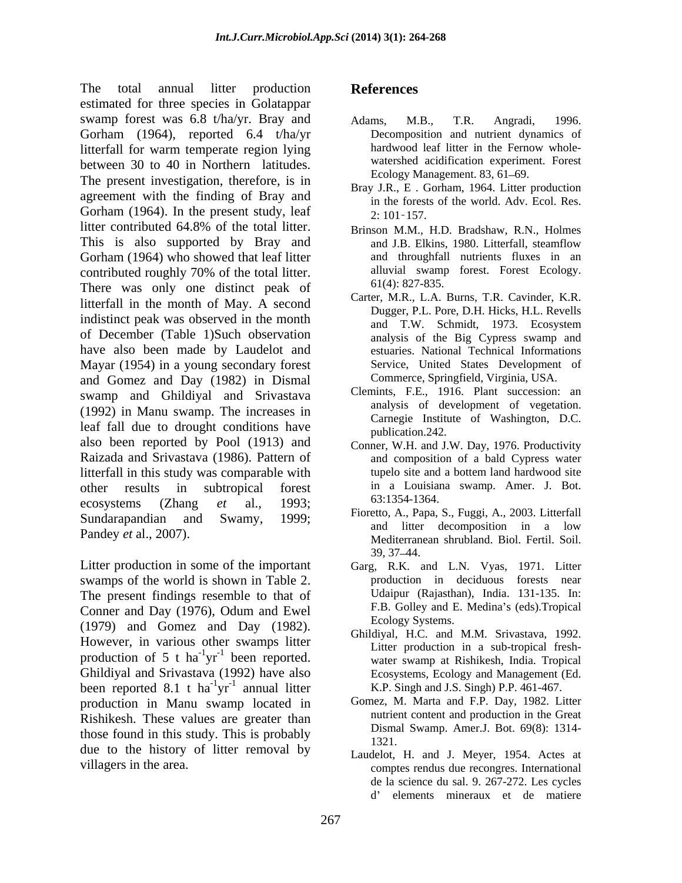The total annual litter production estimated for three species in Golatappar swamp forest was 6.8 t/ha/yr. Bray and Gorham (1964), reported 6.4 t/ha/yr litterfall for warm temperate region lying between 30 to 40 in Northern latitudes. The present investigation, therefore, is in agreement with the finding of Bray and Gorham (1964). In the present study, leaf litter contributed 64.8% of the total litter. This is also supported by Bray and Gorham (1964) who showed that leaf litter contributed roughly 70% of the total litter. There was only one distinct peak of litterfall in the month of May. A second indistinct peak was observed in the month of December (Table 1)Such observation have also been made by Laudelot and Mayar (1954) in a young secondary forest and Gomez and Day (1982) in Dismal swamp and Ghildiyal and Srivastava (1992) in Manu swamp. The increases in leaf fall due to drought conditions have also been reported by Pool (1913) and Raizada and Srivastava (1986). Pattern of litterfall in this study was comparable with other results in subtropical forest ecosystems (Zhang *et* al., 1993; Sundarapandian and Swamy, 1999; Pandey *et* al., 2007).

Litter production in some of the important swamps of the world is shown in Table 2. The present findings resemble to that of Conner and Day (1976), Odum and Ewel (1979) and Gomez and Day (1982). However, in various other swamps litter production of 5 t $ha^{-1}yr^{-1}$ been reported. Ghildiyal and Srivastava (1992) have also been reported 8.1 t $ha^{-1}yr^{-1}$ annual litter production in Manu swamp located in Rishikesh. These values are greater than those found in this study. This is probably due to the history of litter removal by villagers in the area.

## References

Adams, M.B., T.R. Angradi, 1996. Decomposition and nutrient dynamics of hardwood leaf litter in the Fernow whole-watershed acidification experiment. Forest Ecology Management. 83, 61–69.

Bray J.R., E . Gorham, 1964. Litter production in the forests of the world. Adv. Ecol. Res. 2: 101‑157.

Brinson M.M., H.D. Bradshaw, R.N., Holmes and J.B. Elkins, 1980. Litterfall, steamflow and throughfall nutrients fluxes in an alluvial swamp forest. Forest Ecology. 61(4): 827-835.

Carter, M.R., L.A. Burns, T.R. Cavinder, K.R. Dugger, P.L. Pore, D.H. Hicks, H.L. Revells and T.W. Schmidt, 1973. Ecosystem analysis of the Big Cypress swamp and estuaries. National Technical Informations Service, United States Development of Commerce, Springfield, Virginia, USA.

Clemints, F.E., 1916. Plant succession: an analysis of development of vegetation. Carnegie Institute of Washington, D.C. publication.242.

Conner, W.H. and J.W. Day, 1976. Productivity and composition of a bald Cypress water tupelo site and a bottom land hardwood site in a Louisiana swamp. Amer. J. Bot. 63:1354-1364.

Fioretto, A., Papa, S., Fuggi, A., 2003. Litterfall and litter decomposition in a low Mediterranean shrubland. Biol. Fertil. Soil. 39, 37–44.

Garg, R.K. and L.N. Vyas, 1971. Litter production in deciduous forests near Udaipur (Rajasthan), India. 131-135. In: F.B. Golley and E. Medina's (eds).Tropical Ecology Systems.

Ghildiyal, H.C. and M.M. Srivastava, 1992. Litter production in a sub-tropical fresh-water swamp at Rishikesh, India. Tropical Ecosystems, Ecology and Management (Ed. K.P. Singh and J.S. Singh) P.P. 461-467.

Gomez, M. Marta and F.P. Day, 1982. Litter nutrient content and production in the Great Dismal Swamp. Amer.J. Bot. 69(8): 1314-1321.

Laudelot, H. and J. Meyer, 1954. Actes at comptes rendus due recongres. International de la science du sal. 9. 267-272. Les cycles d' elements mineraux et de matiere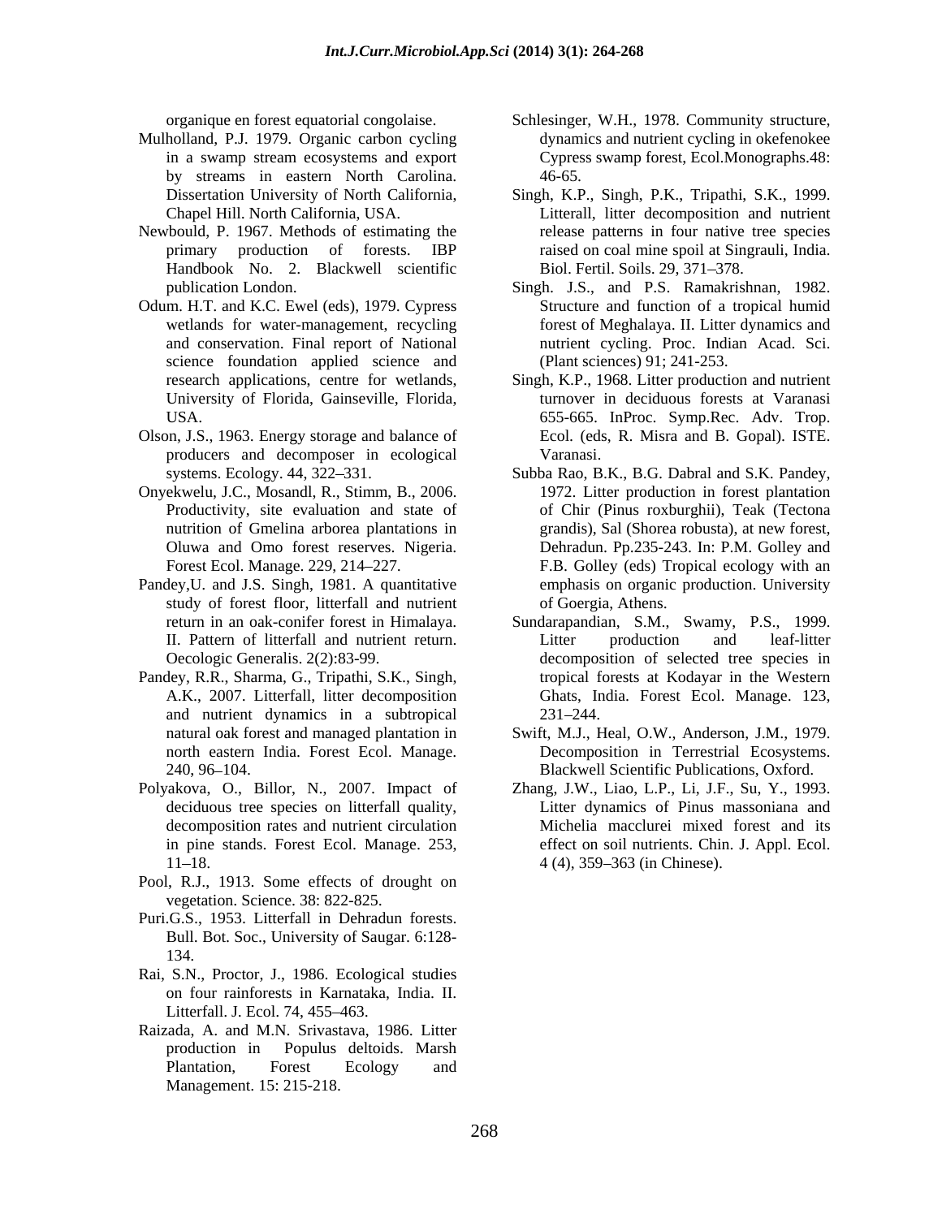organique en forest equatorial congolaise.

Mulholland, P.J. 1979. Organic carbon cycling in a swamp stream ecosystems and export by streams in eastern North Carolina. Dissertation University of North California, Chapel Hill. North California, USA.

Newbould, P. 1967. Methods of estimating the primary production of forests. IBP Handbook No. 2. Blackwell scientific publication London.

Odum. H.T. and K.C. Ewel (eds), 1979. Cypress wetlands for water-management, recycling and conservation. Final report of National science foundation applied science and research applications, centre for wetlands, University of Florida, Gainseville, Florida, USA.

Olson, J.S., 1963. Energy storage and balance of producers and decomposer in ecological systems. Ecology. 44, 322–331.

Onyekwelu, J.C., Mosandl, R., Stimm, B., 2006. Productivity, site evaluation and state of nutrition of Gmelina arborea plantations in Oluwa and Omo forest reserves. Nigeria. Forest Ecol. Manage. 229, 214–227.

Pandey,U. and J.S. Singh, 1981. A quantitative study of forest floor, litterfall and nutrient return in an oak-conifer forest in Himalaya. II. Pattern of litterfall and nutrient return. Oecologic Generalis. 2(2):83-99.

Pandey, R.R., Sharma, G., Tripathi, S.K., Singh, A.K., 2007. Litterfall, litter decomposition and nutrient dynamics in a subtropical natural oak forest and managed plantation in north eastern India. Forest Ecol. Manage. 240, 96–104.

Polyakova, O., Billor, N., 2007. Impact of deciduous tree species on litterfall quality, decomposition rates and nutrient circulation in pine stands. Forest Ecol. Manage. 253, 11–18.

Pool, R.J., 1913. Some effects of drought on vegetation. Science. 38: 822-825.

Puri.G.S., 1953. Litterfall in Dehradun forests. Bull. Bot. Soc., University of Saugar. 6:128-134.

Rai, S.N., Proctor, J., 1986. Ecological studies on four rainforests in Karnataka, India. II. Litterfall. J. Ecol. 74, 455–463.

Raizada, A. and M.N. Srivastava, 1986. Litter production in Populus deltoids. Marsh Plantation, Forest Ecology and Management. 15: 215-218.

Schlesinger, W.H., 1978. Community structure, dynamics and nutrient cycling in okefenokee Cypress swamp forest, Ecol.Monographs.48: 46-65.

Singh, K.P., Singh, P.K., Tripathi, S.K., 1999. Litterall, litter decomposition and nutrient release patterns in four native tree species raised on coal mine spoil at Singrauli, India. Biol. Fertil. Soils. 29, 371–378.

Singh. J.S., and P.S. Ramakrishnan, 1982. Structure and function of a tropical humid forest of Meghalaya. II. Litter dynamics and nutrient cycling. Proc. Indian Acad. Sci. (Plant sciences) 91; 241-253.

Singh, K.P., 1968. Litter production and nutrient turnover in deciduous forests at Varanasi 655-665. InProc. Symp.Rec. Adv. Trop. Ecol. (eds, R. Misra and B. Gopal). ISTE. Varanasi.

Subba Rao, B.K., B.G. Dabral and S.K. Pandey, 1972. Litter production in forest plantation of Chir (Pinus roxburghii), Teak (Tectona grandis), Sal (Shorea robusta), at new forest, Dehradun. Pp.235-243. In: P.M. Golley and F.B. Golley (eds) Tropical ecology with an emphasis on organic production. University of Goergia, Athens.

Sundarapandian, S.M., Swamy, P.S., 1999. Litter production and leaf-litter decomposition of selected tree species in tropical forests at Kodayar in the Western Ghats, India. Forest Ecol. Manage. 123, 231–244.

Swift, M.J., Heal, O.W., Anderson, J.M., 1979. Decomposition in Terrestrial Ecosystems. Blackwell Scientific Publications, Oxford.

Zhang, J.W., Liao, L.P., Li, J.F., Su, Y., 1993. Litter dynamics of Pinus massoniana and Michelia macclurei mixed forest and its effect on soil nutrients. Chin. J. Appl. Ecol. 4 (4), 359–363 (in Chinese).